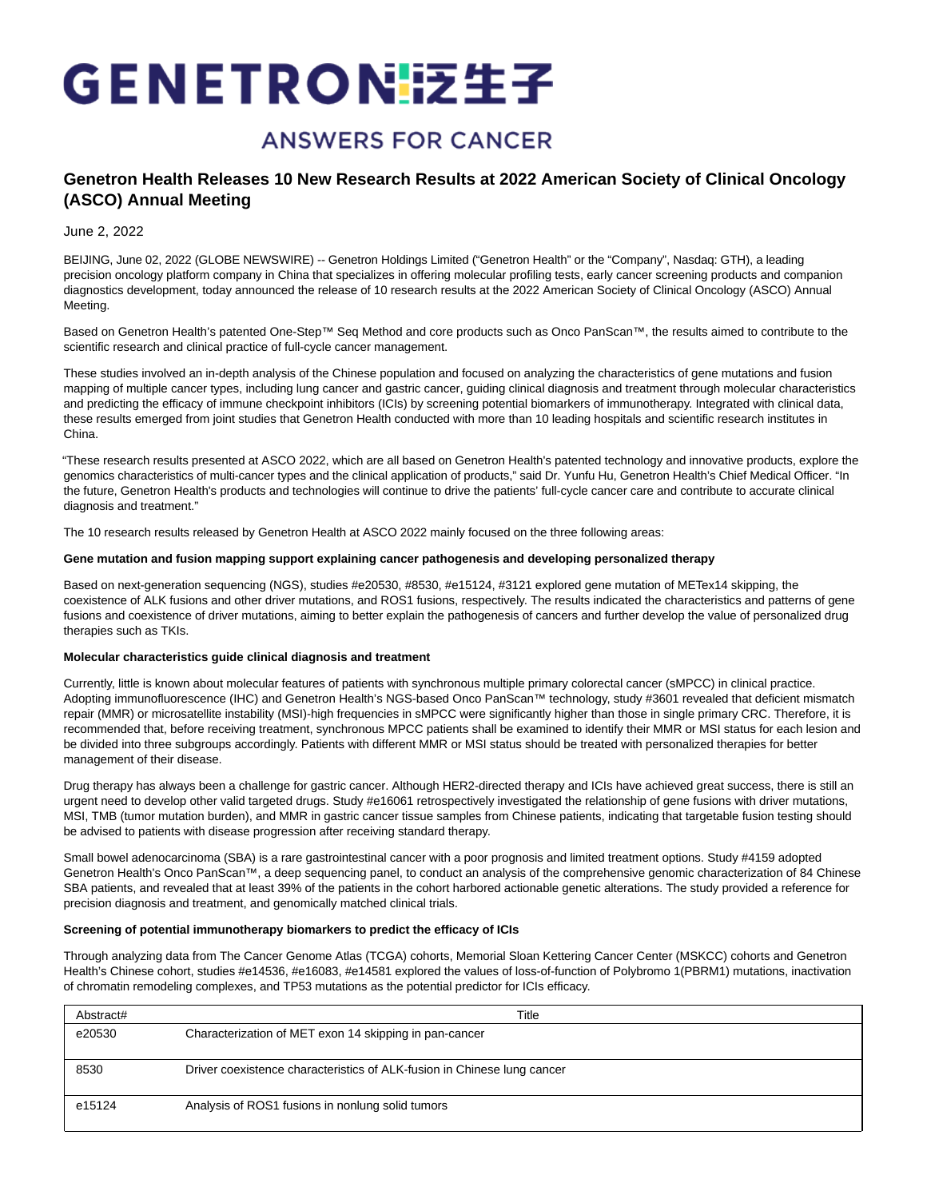# GENETRON 泛生子

ANSWERS FOR CANCER

## Genetron Health Releases 10 New Research Results at 2022 American Society of Clinical Oncology (ASCO) Annual Meeting

June 2, 2022

BEIJING, June 02, 2022 (GLOBE NEWSWIRE) -- Genetron Holdings Limited ("Genetron Health" or the "Company", Nasdaq: GTH), a leading precision oncology platform company in China that specializes in offering molecular profiling tests, early cancer screening products and companion diagnostics development, today announced the release of 10 research results at the 2022 American Society of Clinical Oncology (ASCO) Annual Meeting.

Based on Genetron Health's patented One-Step™ Seq Method and core products such as Onco PanScan™, the results aimed to contribute to the scientific research and clinical practice of full-cycle cancer management.

These studies involved an in-depth analysis of the Chinese population and focused on analyzing the characteristics of gene mutations and fusion mapping of multiple cancer types, including lung cancer and gastric cancer, guiding clinical diagnosis and treatment through molecular characteristics and predicting the efficacy of immune checkpoint inhibitors (ICIs) by screening potential biomarkers of immunotherapy. Integrated with clinical data, these results emerged from joint studies that Genetron Health conducted with more than 10 leading hospitals and scientific research institutes in China.

"These research results presented at ASCO 2022, which are all based on Genetron Health's patented technology and innovative products, explore the genomics characteristics of multi-cancer types and the clinical application of products," said Dr. Yunfu Hu, Genetron Health's Chief Medical Officer. "In the future, Genetron Health's products and technologies will continue to drive the patients' full-cycle cancer care and contribute to accurate clinical diagnosis and treatment."

The 10 research results released by Genetron Health at ASCO 2022 mainly focused on the three following areas:

**Gene mutation and fusion mapping support explaining cancer pathogenesis and developing personalized therapy**

Based on next-generation sequencing (NGS), studies #e20530, #8530, #e15124, #3121 explored gene mutation of METex14 skipping, the coexistence of ALK fusions and other driver mutations, and ROS1 fusions, respectively. The results indicated the characteristics and patterns of gene fusions and coexistence of driver mutations, aiming to better explain the pathogenesis of cancers and further develop the value of personalized drug therapies such as TKIs.

**Molecular characteristics guide clinical diagnosis and treatment**

Currently, little is known about molecular features of patients with synchronous multiple primary colorectal cancer (sMPCC) in clinical practice. Adopting immunofluorescence (IHC) and Genetron Health's NGS-based Onco PanScan™ technology, study #3601 revealed that deficient mismatch repair (MMR) or microsatellite instability (MSI)-high frequencies in sMPCC were significantly higher than those in single primary CRC. Therefore, it is recommended that, before receiving treatment, synchronous MPCC patients shall be examined to identify their MMR or MSI status for each lesion and be divided into three subgroups accordingly. Patients with different MMR or MSI status should be treated with personalized therapies for better management of their disease.

Drug therapy has always been a challenge for gastric cancer. Although HER2-directed therapy and ICIs have achieved great success, there is still an urgent need to develop other valid targeted drugs. Study #e16061 retrospectively investigated the relationship of gene fusions with driver mutations, MSI, TMB (tumor mutation burden), and MMR in gastric cancer tissue samples from Chinese patients, indicating that targetable fusion testing should be advised to patients with disease progression after receiving standard therapy.

Small bowel adenocarcinoma (SBA) is a rare gastrointestinal cancer with a poor prognosis and limited treatment options. Study #4159 adopted Genetron Health's Onco PanScan™, a deep sequencing panel, to conduct an analysis of the comprehensive genomic characterization of 84 Chinese SBA patients, and revealed that at least 39% of the patients in the cohort harbored actionable genetic alterations. The study provided a reference for precision diagnosis and treatment, and genomically matched clinical trials.

**Screening of potential immunotherapy biomarkers to predict the efficacy of ICIs**

Through analyzing data from The Cancer Genome Atlas (TCGA) cohorts, Memorial Sloan Kettering Cancer Center (MSKCC) cohorts and Genetron Health's Chinese cohort, studies #e14536, #e16083, #e14581 explored the values of loss-of-function of Polybromo 1(PBRM1) mutations, inactivation of chromatin remodeling complexes, and TP53 mutations as the potential predictor for ICIs efficacy.

| Abstract# | Title |
|---|---|
| e20530 | Characterization of MET exon 14 skipping in pan-cancer |
| 8530 | Driver coexistence characteristics of ALK-fusion in Chinese lung cancer |
| e15124 | Analysis of ROS1 fusions in nonlung solid tumors |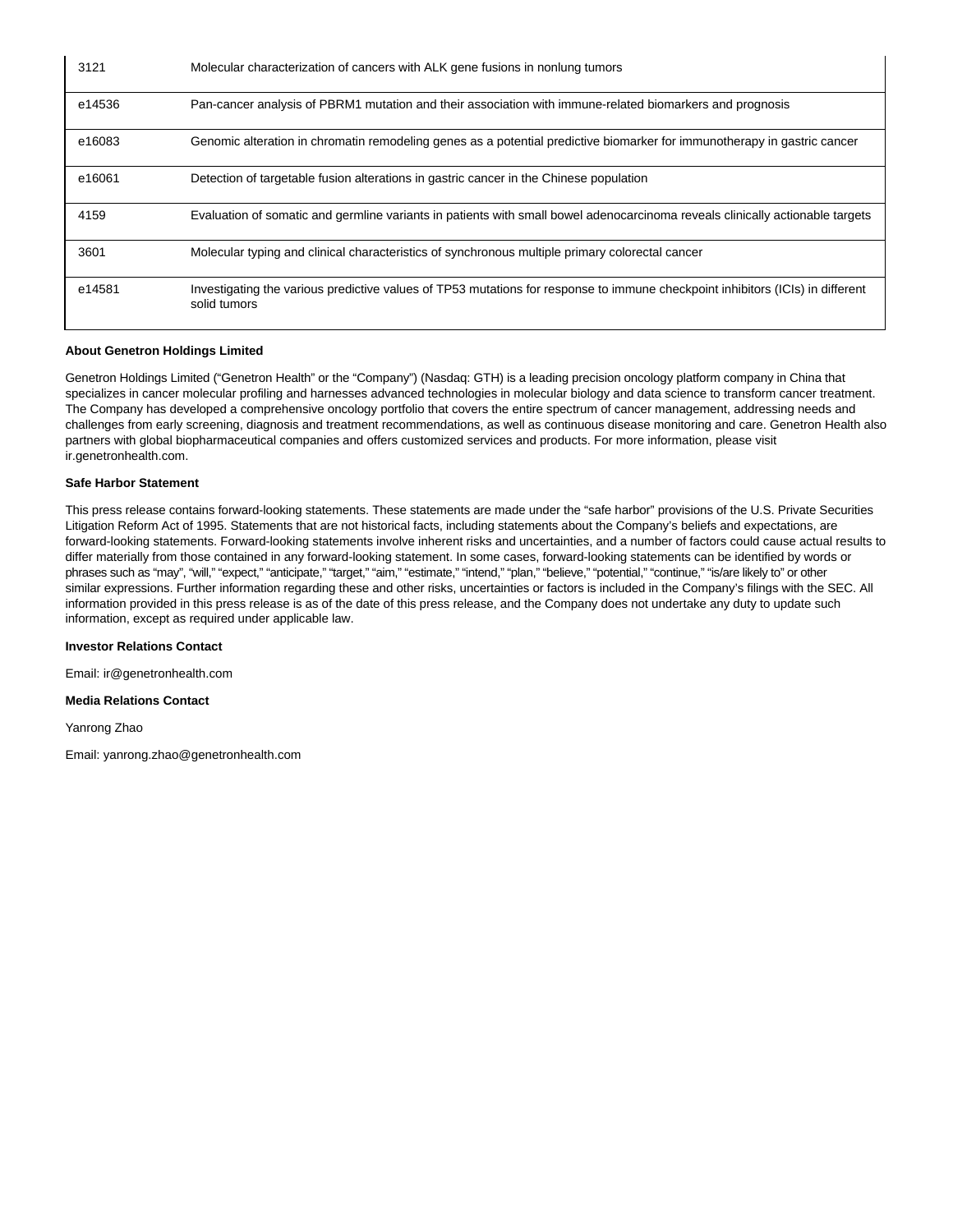| | |
|---|---|
| 3121 | Molecular characterization of cancers with ALK gene fusions in nonlung tumors |
| e14536 | Pan-cancer analysis of PBRM1 mutation and their association with immune-related biomarkers and prognosis |
| e16083 | Genomic alteration in chromatin remodeling genes as a potential predictive biomarker for immunotherapy in gastric cancer |
| e16061 | Detection of targetable fusion alterations in gastric cancer in the Chinese population |
| 4159 | Evaluation of somatic and germline variants in patients with small bowel adenocarcinoma reveals clinically actionable targets |
| 3601 | Molecular typing and clinical characteristics of synchronous multiple primary colorectal cancer |
| e14581 | Investigating the various predictive values of TP53 mutations for response to immune checkpoint inhibitors (ICIs) in different solid tumors |

**About Genetron Holdings Limited**

Genetron Holdings Limited ("Genetron Health" or the "Company") (Nasdaq: GTH) is a leading precision oncology platform company in China that specializes in cancer molecular profiling and harnesses advanced technologies in molecular biology and data science to transform cancer treatment. The Company has developed a comprehensive oncology portfolio that covers the entire spectrum of cancer management, addressing needs and challenges from early screening, diagnosis and treatment recommendations, as well as continuous disease monitoring and care. Genetron Health also partners with global biopharmaceutical companies and offers customized services and products. For more information, please visit ir.genetronhealth.com.

**Safe Harbor Statement**

This press release contains forward-looking statements. These statements are made under the "safe harbor" provisions of the U.S. Private Securities Litigation Reform Act of 1995. Statements that are not historical facts, including statements about the Company's beliefs and expectations, are forward-looking statements. Forward-looking statements involve inherent risks and uncertainties, and a number of factors could cause actual results to differ materially from those contained in any forward-looking statement. In some cases, forward-looking statements can be identified by words or phrases such as "may", "will," "expect," "anticipate," "target," "aim," "estimate," "intend," "plan," "believe," "potential," "continue," "is/are likely to" or other similar expressions. Further information regarding these and other risks, uncertainties or factors is included in the Company's filings with the SEC. All information provided in this press release is as of the date of this press release, and the Company does not undertake any duty to update such information, except as required under applicable law.

**Investor Relations Contact**

Email: ir@genetronhealth.com

**Media Relations Contact**

Yanrong Zhao

Email: yanrong.zhao@genetronhealth.com